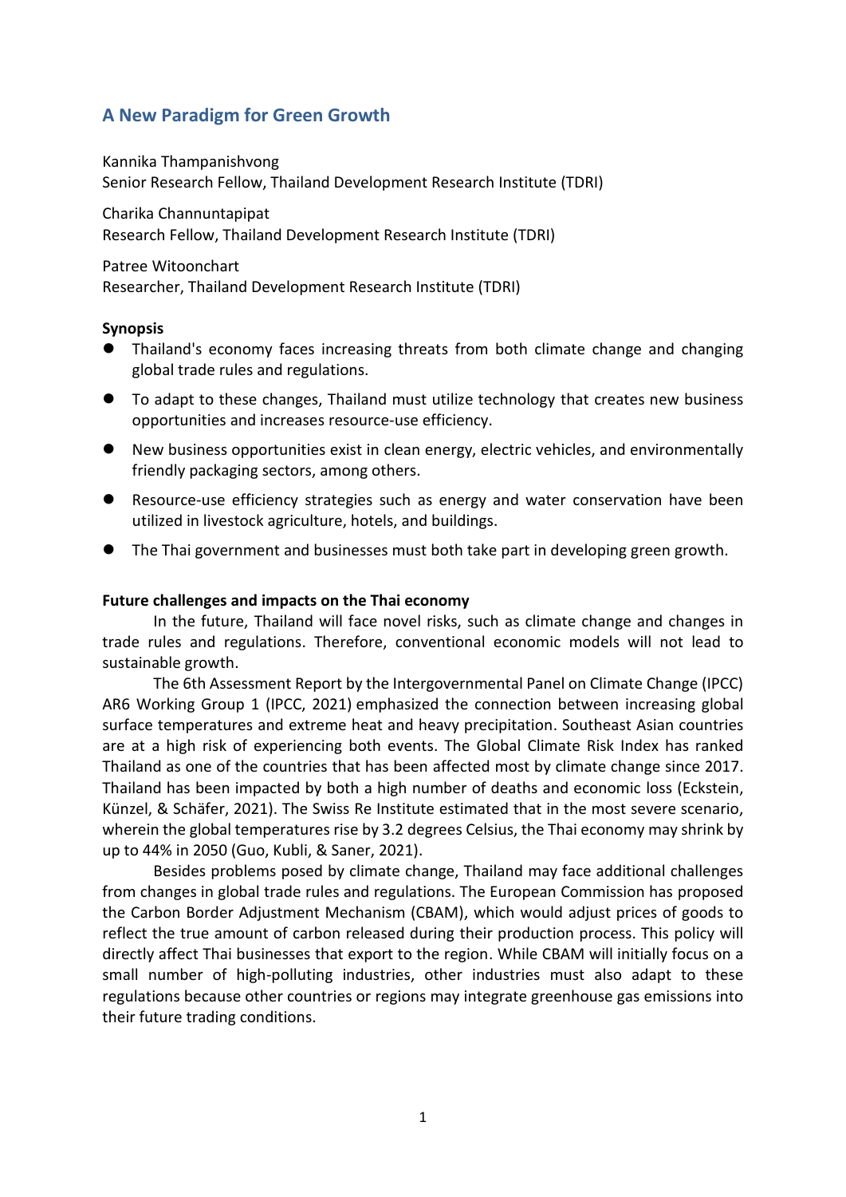# A New Paradigm for Green Growth

Kannika Thampanishvong
Senior Research Fellow, Thailand Development Research Institute (TDRI)

Charika Channuntapipat
Research Fellow, Thailand Development Research Institute (TDRI)

Patree Witoonchart
Researcher, Thailand Development Research Institute (TDRI)

**Synopsis**

- Thailand's economy faces increasing threats from both climate change and changing global trade rules and regulations.
- To adapt to these changes, Thailand must utilize technology that creates new business opportunities and increases resource-use efficiency.
- New business opportunities exist in clean energy, electric vehicles, and environmentally friendly packaging sectors, among others.
- Resource-use efficiency strategies such as energy and water conservation have been utilized in livestock agriculture, hotels, and buildings.
- The Thai government and businesses must both take part in developing green growth.

**Future challenges and impacts on the Thai economy**

In the future, Thailand will face novel risks, such as climate change and changes in trade rules and regulations. Therefore, conventional economic models will not lead to sustainable growth.

The 6th Assessment Report by the Intergovernmental Panel on Climate Change (IPCC) AR6 Working Group 1 (IPCC, 2021) emphasized the connection between increasing global surface temperatures and extreme heat and heavy precipitation. Southeast Asian countries are at a high risk of experiencing both events. The Global Climate Risk Index has ranked Thailand as one of the countries that has been affected most by climate change since 2017. Thailand has been impacted by both a high number of deaths and economic loss (Eckstein, Künzel, & Schäfer, 2021). The Swiss Re Institute estimated that in the most severe scenario, wherein the global temperatures rise by 3.2 degrees Celsius, the Thai economy may shrink by up to 44% in 2050 (Guo, Kubli, & Saner, 2021).

Besides problems posed by climate change, Thailand may face additional challenges from changes in global trade rules and regulations. The European Commission has proposed the Carbon Border Adjustment Mechanism (CBAM), which would adjust prices of goods to reflect the true amount of carbon released during their production process. This policy will directly affect Thai businesses that export to the region. While CBAM will initially focus on a small number of high-polluting industries, other industries must also adapt to these regulations because other countries or regions may integrate greenhouse gas emissions into their future trading conditions.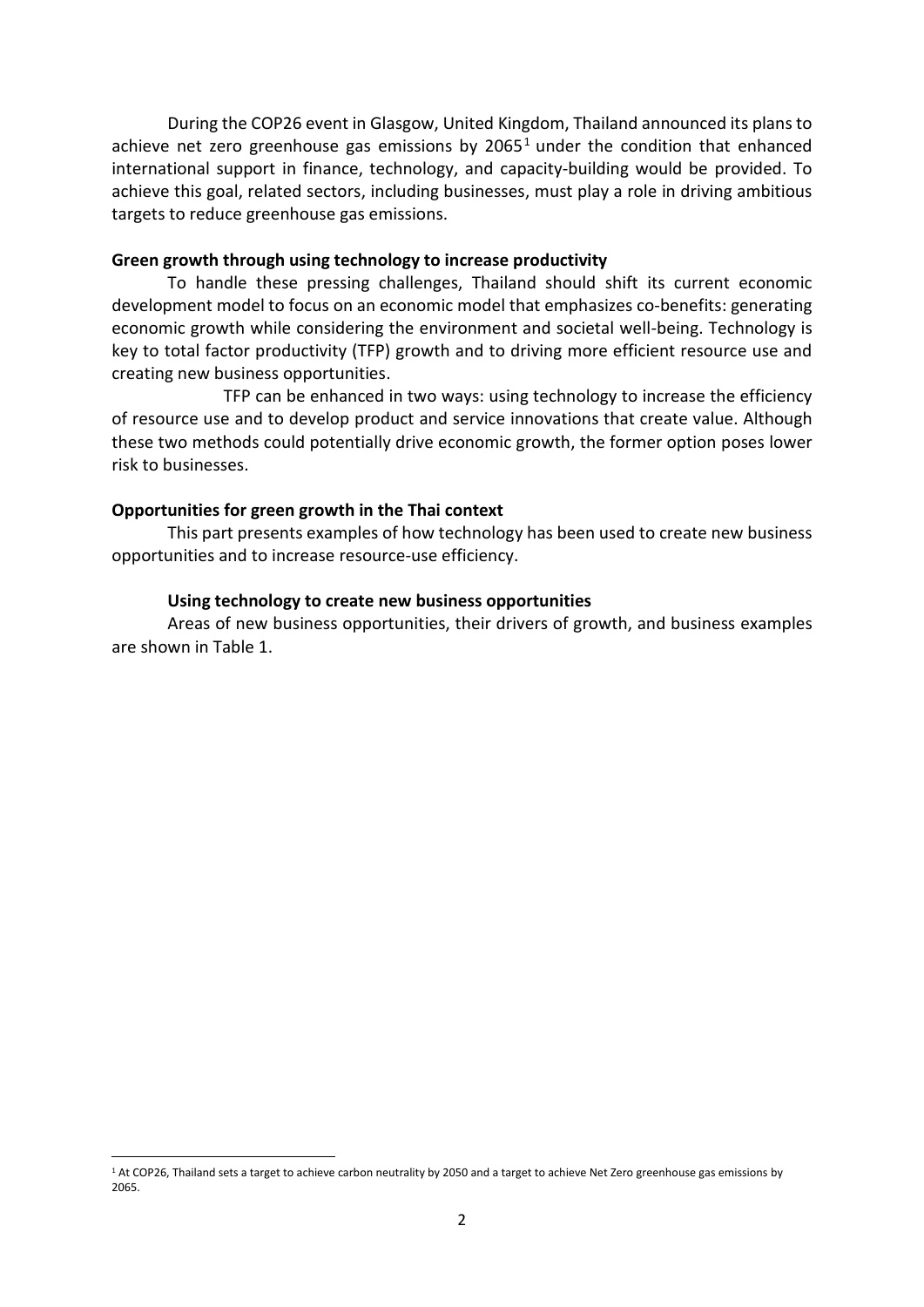During the COP26 event in Glasgow, United Kingdom, Thailand announced its plans to achieve net zero greenhouse gas emissions by 2065[1] under the condition that enhanced international support in finance, technology, and capacity-building would be provided. To achieve this goal, related sectors, including businesses, must play a role in driving ambitious targets to reduce greenhouse gas emissions.

**Green growth through using technology to increase productivity**

To handle these pressing challenges, Thailand should shift its current economic development model to focus on an economic model that emphasizes co-benefits: generating economic growth while considering the environment and societal well-being. Technology is key to total factor productivity (TFP) growth and to driving more efficient resource use and creating new business opportunities.

TFP can be enhanced in two ways: using technology to increase the efficiency of resource use and to develop product and service innovations that create value. Although these two methods could potentially drive economic growth, the former option poses lower risk to businesses.

**Opportunities for green growth in the Thai context**

This part presents examples of how technology has been used to create new business opportunities and to increase resource-use efficiency.

**Using technology to create new business opportunities**

Areas of new business opportunities, their drivers of growth, and business examples are shown in Table 1.

[1] At COP26, Thailand sets a target to achieve carbon neutrality by 2050 and a target to achieve Net Zero greenhouse gas emissions by 2065.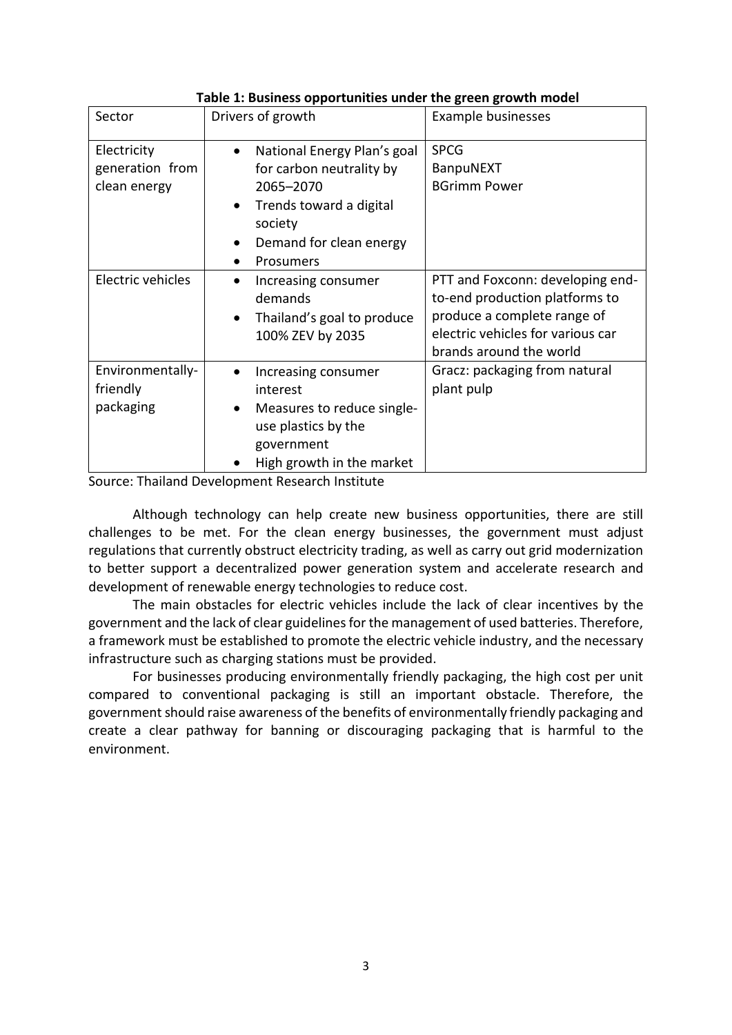**Table 1: Business opportunities under the green growth model**

| Sector | Drivers of growth | Example businesses |
| --- | --- | --- |
| Electricity generation from clean energy | • National Energy Plan's goal for carbon neutrality by 2065–2070<br>• Trends toward a digital society<br>• Demand for clean energy<br>• Prosumers | SPCG<br>BanpuNEXT<br>BGrimm Power |
| Electric vehicles | • Increasing consumer demands<br>• Thailand's goal to produce 100% ZEV by 2035 | PTT and Foxconn: developing end-to-end production platforms to produce a complete range of electric vehicles for various car brands around the world |
| Environmentally-friendly packaging | • Increasing consumer interest<br>• Measures to reduce single-use plastics by the government<br>• High growth in the market | Gracz: packaging from natural plant pulp |

Source: Thailand Development Research Institute

Although technology can help create new business opportunities, there are still challenges to be met. For the clean energy businesses, the government must adjust regulations that currently obstruct electricity trading, as well as carry out grid modernization to better support a decentralized power generation system and accelerate research and development of renewable energy technologies to reduce cost.

The main obstacles for electric vehicles include the lack of clear incentives by the government and the lack of clear guidelines for the management of used batteries. Therefore, a framework must be established to promote the electric vehicle industry, and the necessary infrastructure such as charging stations must be provided.

For businesses producing environmentally friendly packaging, the high cost per unit compared to conventional packaging is still an important obstacle. Therefore, the government should raise awareness of the benefits of environmentally friendly packaging and create a clear pathway for banning or discouraging packaging that is harmful to the environment.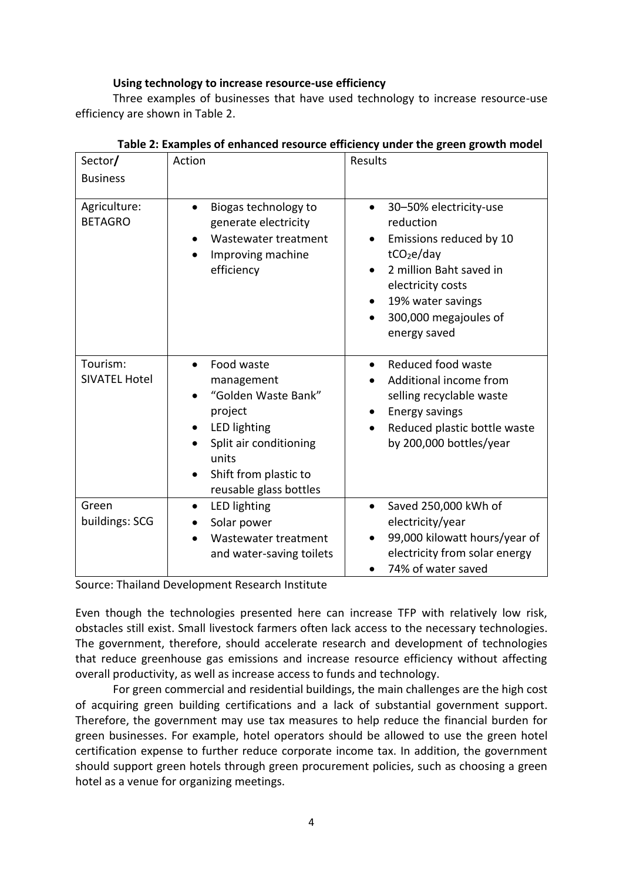**Using technology to increase resource-use efficiency**

Three examples of businesses that have used technology to increase resource-use efficiency are shown in Table 2.

**Table 2: Examples of enhanced resource efficiency under the green growth model**

| Sector/ Business | Action | Results |
|---|---|---|
| Agriculture: BETAGRO | • Biogas technology to generate electricity<br>• Wastewater treatment<br>• Improving machine efficiency | • 30–50% electricity-use reduction<br>• Emissions reduced by 10 $tCO_2e$/day<br>• 2 million Baht saved in electricity costs<br>• 19% water savings<br>• 300,000 megajoules of energy saved |
| Tourism: SIVATEL Hotel | • Food waste management<br>• "Golden Waste Bank" project<br>• LED lighting<br>• Split air conditioning units<br>• Shift from plastic to reusable glass bottles | • Reduced food waste<br>• Additional income from selling recyclable waste<br>• Energy savings<br>• Reduced plastic bottle waste by 200,000 bottles/year |
| Green buildings: SCG | • LED lighting<br>• Solar power<br>• Wastewater treatment and water-saving toilets | • Saved 250,000 kWh of electricity/year<br>• 99,000 kilowatt hours/year of electricity from solar energy<br>• 74% of water saved |

Source: Thailand Development Research Institute

Even though the technologies presented here can increase TFP with relatively low risk, obstacles still exist. Small livestock farmers often lack access to the necessary technologies. The government, therefore, should accelerate research and development of technologies that reduce greenhouse gas emissions and increase resource efficiency without affecting overall productivity, as well as increase access to funds and technology.

For green commercial and residential buildings, the main challenges are the high cost of acquiring green building certifications and a lack of substantial government support. Therefore, the government may use tax measures to help reduce the financial burden for green businesses. For example, hotel operators should be allowed to use the green hotel certification expense to further reduce corporate income tax. In addition, the government should support green hotels through green procurement policies, such as choosing a green hotel as a venue for organizing meetings.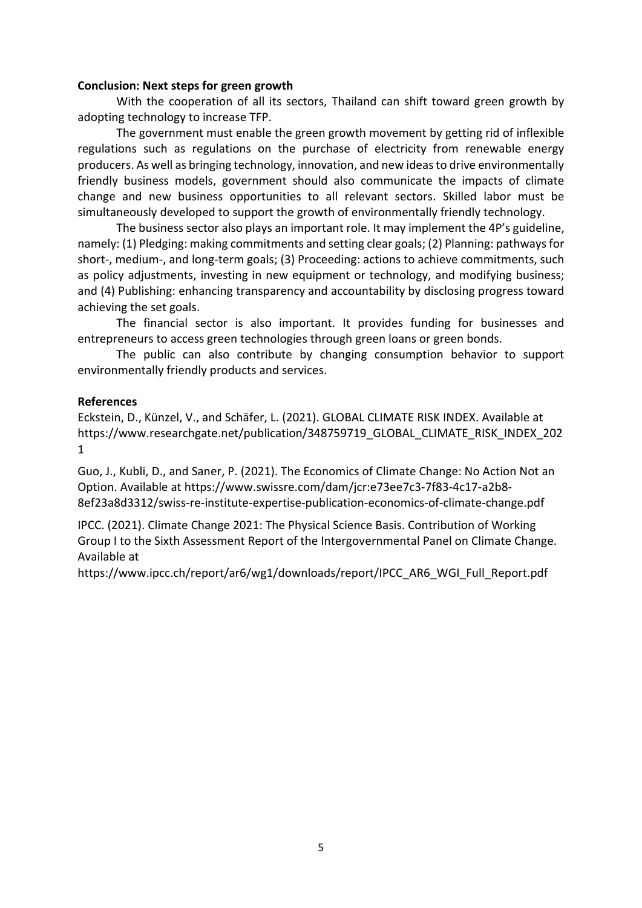**Conclusion: Next steps for green growth**

With the cooperation of all its sectors, Thailand can shift toward green growth by adopting technology to increase TFP.

The government must enable the green growth movement by getting rid of inflexible regulations such as regulations on the purchase of electricity from renewable energy producers. As well as bringing technology, innovation, and new ideas to drive environmentally friendly business models, government should also communicate the impacts of climate change and new business opportunities to all relevant sectors. Skilled labor must be simultaneously developed to support the growth of environmentally friendly technology.

The business sector also plays an important role. It may implement the 4P's guideline, namely: (1) Pledging: making commitments and setting clear goals; (2) Planning: pathways for short-, medium-, and long-term goals; (3) Proceeding: actions to achieve commitments, such as policy adjustments, investing in new equipment or technology, and modifying business; and (4) Publishing: enhancing transparency and accountability by disclosing progress toward achieving the set goals.

The financial sector is also important. It provides funding for businesses and entrepreneurs to access green technologies through green loans or green bonds.

The public can also contribute by changing consumption behavior to support environmentally friendly products and services.

**References**

Eckstein, D., Künzel, V., and Schäfer, L. (2021). GLOBAL CLIMATE RISK INDEX. Available at https://www.researchgate.net/publication/348759719_GLOBAL_CLIMATE_RISK_INDEX_2021

Guo, J., Kubli, D., and Saner, P. (2021). The Economics of Climate Change: No Action Not an Option. Available at https://www.swissre.com/dam/jcr:e73ee7c3-7f83-4c17-a2b8-8ef23a8d3312/swiss-re-institute-expertise-publication-economics-of-climate-change.pdf

IPCC. (2021). Climate Change 2021: The Physical Science Basis. Contribution of Working Group I to the Sixth Assessment Report of the Intergovernmental Panel on Climate Change. Available at https://www.ipcc.ch/report/ar6/wg1/downloads/report/IPCC_AR6_WGI_Full_Report.pdf